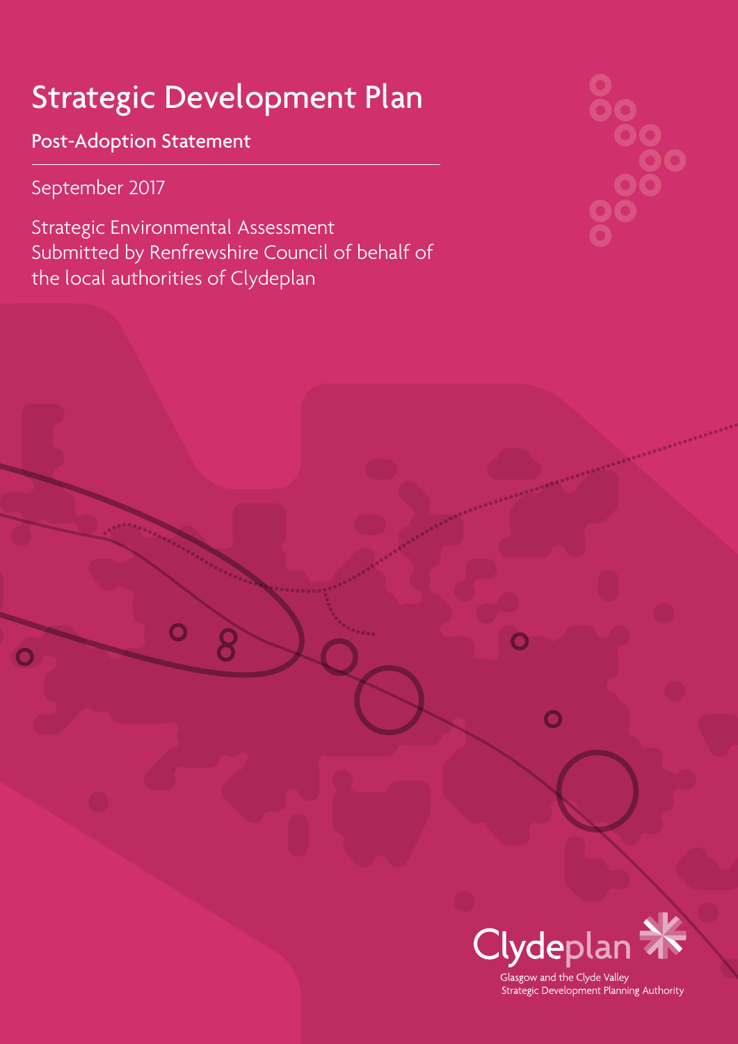# Strategic Development Plan

## Post-Adoption Statement

September 2017

Strategic Environmental Assessment
Submitted by Renfrewshire Council of behalf of the local authorities of Clydeplan

Clydeplan

Glasgow and the Clyde Valley
Strategic Development Planning Authority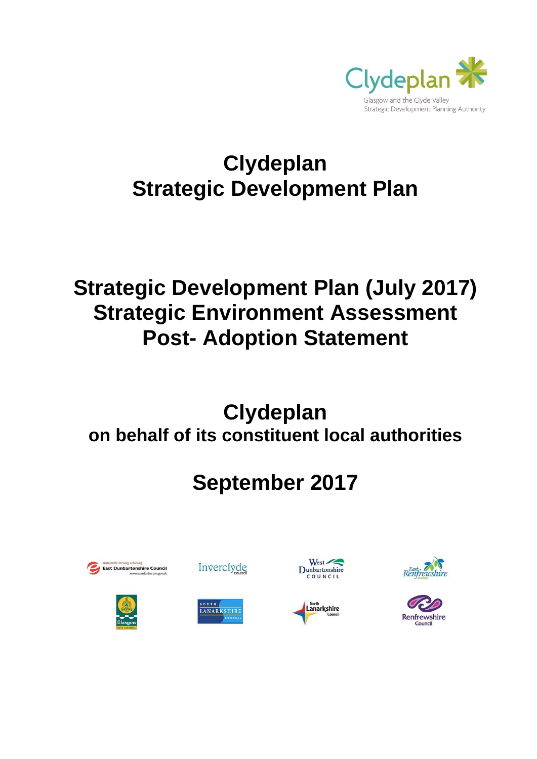Clydeplan

Glasgow and the Clyde Valley
Strategic Development Planning Authority

# Clydeplan
# Strategic Development Plan

# Strategic Development Plan (July 2017)
# Strategic Environment Assessment
# Post- Adoption Statement

## Clydeplan
**on behalf of its constituent local authorities**

## September 2017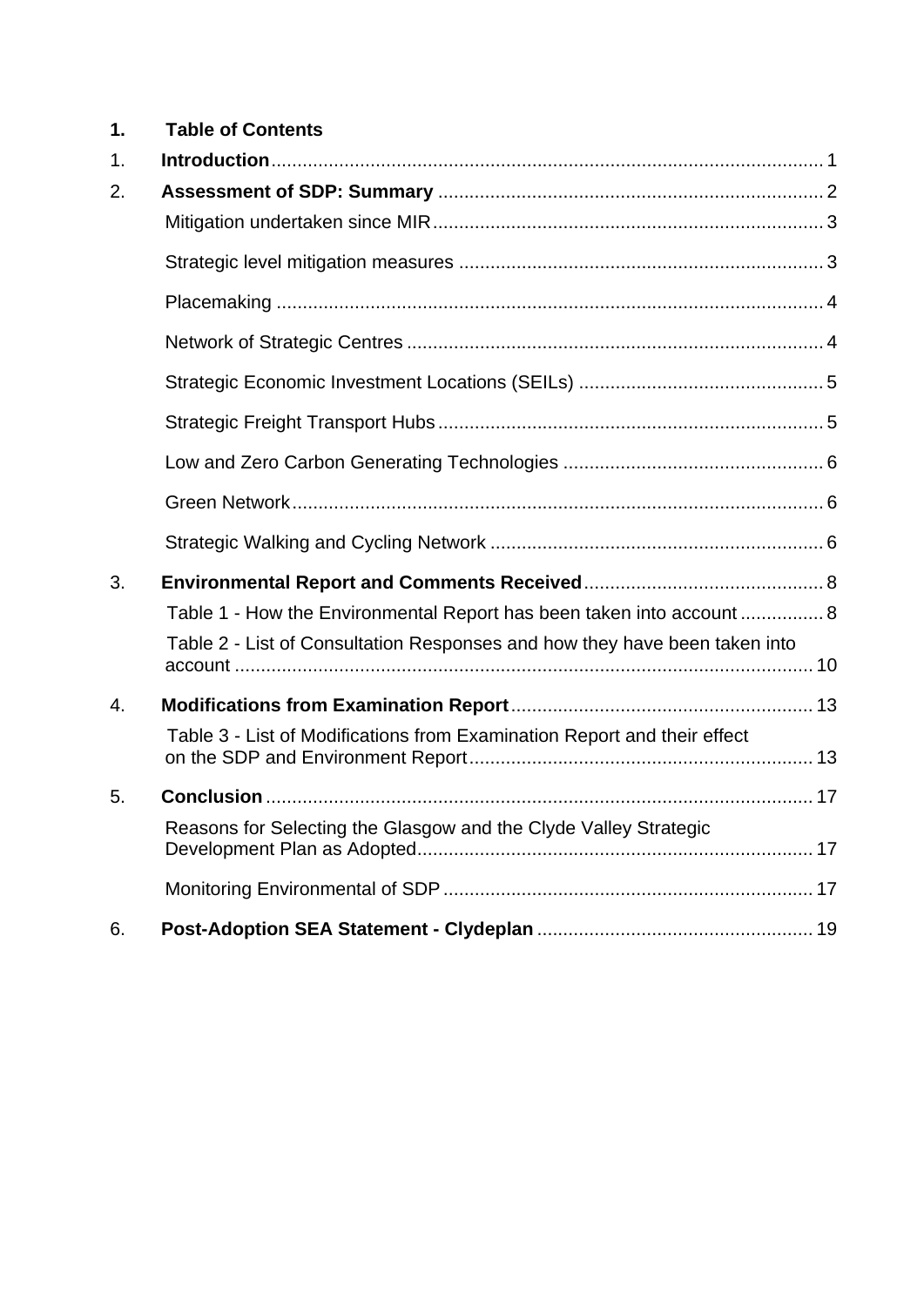# 1. Table of Contents

1. **Introduction** ........................................................................................................ 1

2. **Assessment of SDP: Summary** ......................................................................... 2

   Mitigation undertaken since MIR .......................................................................... 3

   Strategic level mitigation measures ..................................................................... 3

   Placemaking ........................................................................................................ 4

   Network of Strategic Centres ............................................................................... 4

   Strategic Economic Investment Locations (SEILs) ............................................... 5

   Strategic Freight Transport Hubs ......................................................................... 5

   Low and Zero Carbon Generating Technologies ................................................. 6

   Green Network ..................................................................................................... 6

   Strategic Walking and Cycling Network ............................................................... 6

3. **Environmental Report and Comments Received** ............................................. 8

   Table 1 - How the Environmental Report has been taken into account ................ 8

   Table 2 - List of Consultation Responses and how they have been taken into account .............................................................................................................. 10

4. **Modifications from Examination Report** ......................................................... 13

   Table 3 - List of Modifications from Examination Report and their effect on the SDP and Environment Report ................................................................. 13

5. **Conclusion** ........................................................................................................ 17

   Reasons for Selecting the Glasgow and the Clyde Valley Strategic Development Plan as Adopted ........................................................................... 17

   Monitoring Environmental of SDP ...................................................................... 17

6. **Post-Adoption SEA Statement - Clydeplan** .................................................... 19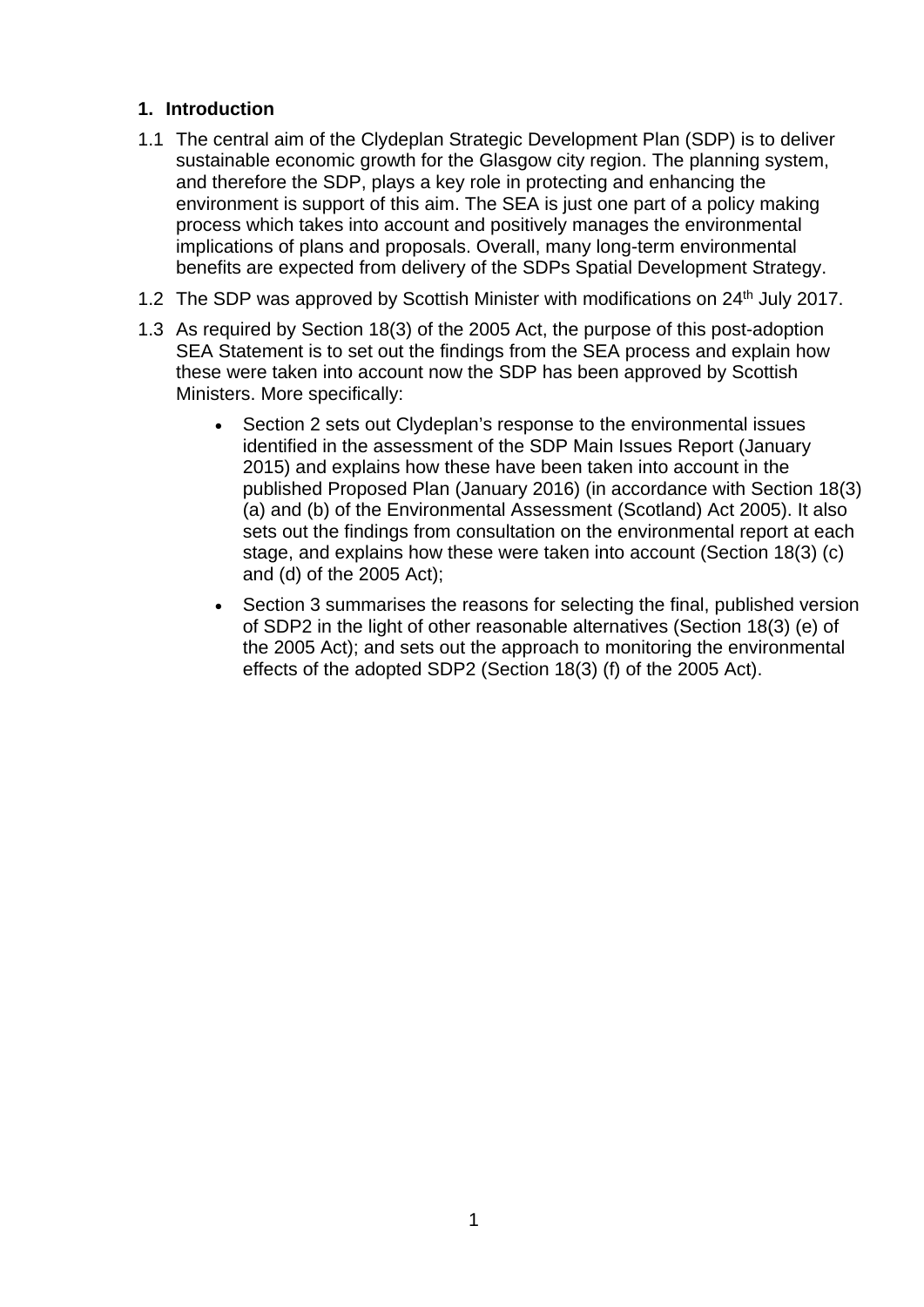## 1. Introduction

1.1 The central aim of the Clydeplan Strategic Development Plan (SDP) is to deliver sustainable economic growth for the Glasgow city region. The planning system, and therefore the SDP, plays a key role in protecting and enhancing the environment is support of this aim. The SEA is just one part of a policy making process which takes into account and positively manages the environmental implications of plans and proposals. Overall, many long-term environmental benefits are expected from delivery of the SDPs Spatial Development Strategy.

1.2 The SDP was approved by Scottish Minister with modifications on 24th July 2017.

1.3 As required by Section 18(3) of the 2005 Act, the purpose of this post-adoption SEA Statement is to set out the findings from the SEA process and explain how these were taken into account now the SDP has been approved by Scottish Ministers. More specifically:

- Section 2 sets out Clydeplan's response to the environmental issues identified in the assessment of the SDP Main Issues Report (January 2015) and explains how these have been taken into account in the published Proposed Plan (January 2016) (in accordance with Section 18(3) (a) and (b) of the Environmental Assessment (Scotland) Act 2005). It also sets out the findings from consultation on the environmental report at each stage, and explains how these were taken into account (Section 18(3) (c) and (d) of the 2005 Act);
- Section 3 summarises the reasons for selecting the final, published version of SDP2 in the light of other reasonable alternatives (Section 18(3) (e) of the 2005 Act); and sets out the approach to monitoring the environmental effects of the adopted SDP2 (Section 18(3) (f) of the 2005 Act).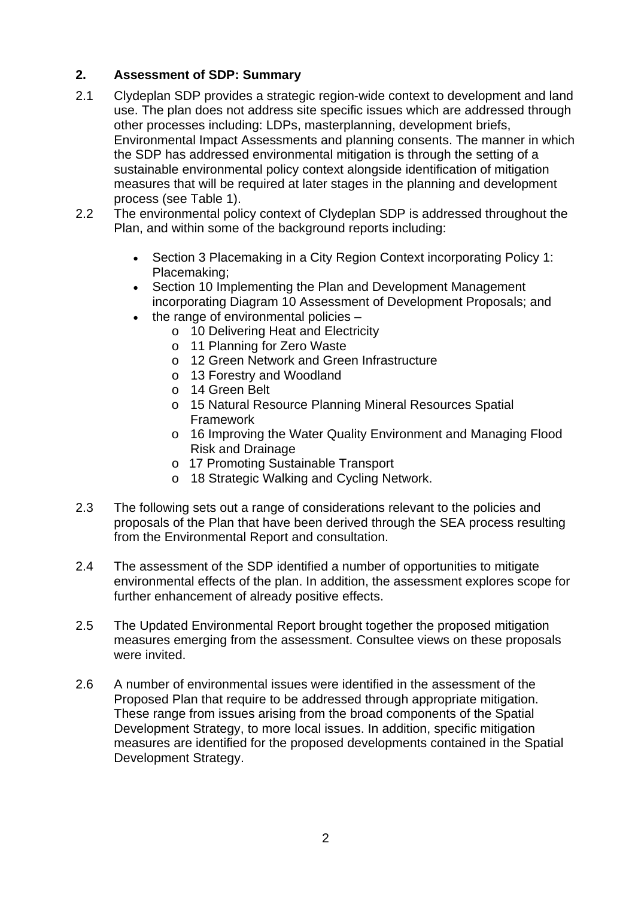## 2. Assessment of SDP: Summary

2.1 Clydeplan SDP provides a strategic region-wide context to development and land use. The plan does not address site specific issues which are addressed through other processes including: LDPs, masterplanning, development briefs, Environmental Impact Assessments and planning consents. The manner in which the SDP has addressed environmental mitigation is through the setting of a sustainable environmental policy context alongside identification of mitigation measures that will be required at later stages in the planning and development process (see Table 1).

2.2 The environmental policy context of Clydeplan SDP is addressed throughout the Plan, and within some of the background reports including:

- Section 3 Placemaking in a City Region Context incorporating Policy 1: Placemaking;
- Section 10 Implementing the Plan and Development Management incorporating Diagram 10 Assessment of Development Proposals; and
- the range of environmental policies –
  - 10 Delivering Heat and Electricity
  - 11 Planning for Zero Waste
  - 12 Green Network and Green Infrastructure
  - 13 Forestry and Woodland
  - 14 Green Belt
  - 15 Natural Resource Planning Mineral Resources Spatial Framework
  - 16 Improving the Water Quality Environment and Managing Flood Risk and Drainage
  - 17 Promoting Sustainable Transport
  - 18 Strategic Walking and Cycling Network.

2.3 The following sets out a range of considerations relevant to the policies and proposals of the Plan that have been derived through the SEA process resulting from the Environmental Report and consultation.

2.4 The assessment of the SDP identified a number of opportunities to mitigate environmental effects of the plan. In addition, the assessment explores scope for further enhancement of already positive effects.

2.5 The Updated Environmental Report brought together the proposed mitigation measures emerging from the assessment. Consultee views on these proposals were invited.

2.6 A number of environmental issues were identified in the assessment of the Proposed Plan that require to be addressed through appropriate mitigation. These range from issues arising from the broad components of the Spatial Development Strategy, to more local issues. In addition, specific mitigation measures are identified for the proposed developments contained in the Spatial Development Strategy.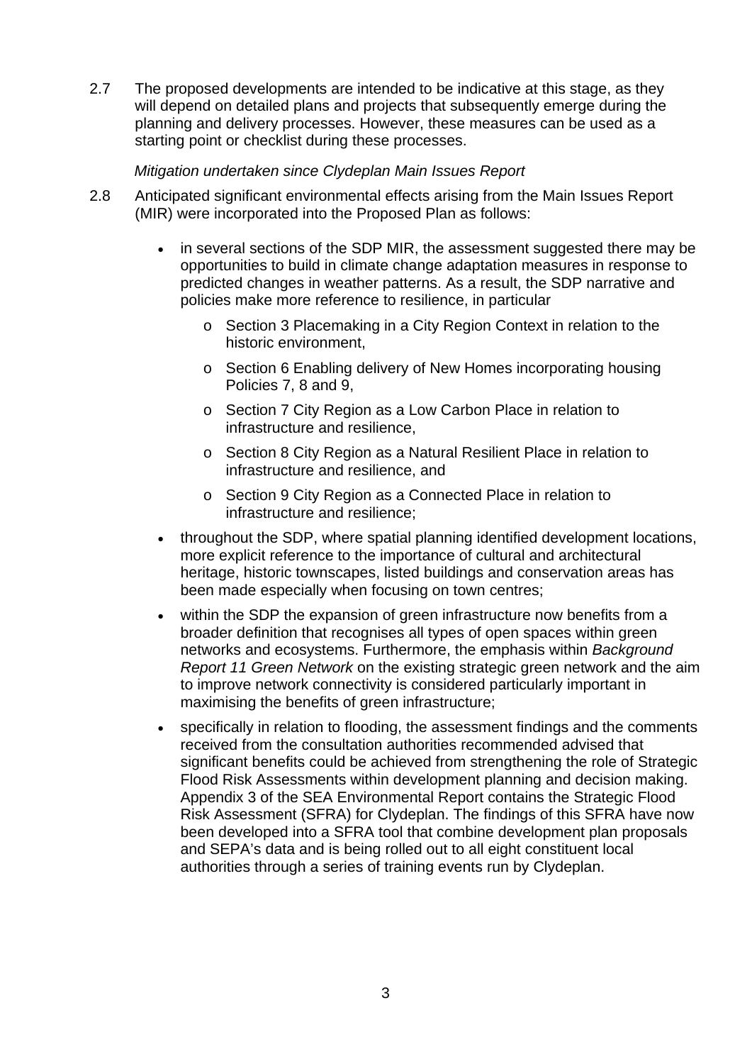2.7 The proposed developments are intended to be indicative at this stage, as they will depend on detailed plans and projects that subsequently emerge during the planning and delivery processes. However, these measures can be used as a starting point or checklist during these processes.

*Mitigation undertaken since Clydeplan Main Issues Report*

2.8 Anticipated significant environmental effects arising from the Main Issues Report (MIR) were incorporated into the Proposed Plan as follows:

- in several sections of the SDP MIR, the assessment suggested there may be opportunities to build in climate change adaptation measures in response to predicted changes in weather patterns. As a result, the SDP narrative and policies make more reference to resilience, in particular
  - Section 3 Placemaking in a City Region Context in relation to the historic environment,
  - Section 6 Enabling delivery of New Homes incorporating housing Policies 7, 8 and 9,
  - Section 7 City Region as a Low Carbon Place in relation to infrastructure and resilience,
  - Section 8 City Region as a Natural Resilient Place in relation to infrastructure and resilience, and
  - Section 9 City Region as a Connected Place in relation to infrastructure and resilience;
- throughout the SDP, where spatial planning identified development locations, more explicit reference to the importance of cultural and architectural heritage, historic townscapes, listed buildings and conservation areas has been made especially when focusing on town centres;
- within the SDP the expansion of green infrastructure now benefits from a broader definition that recognises all types of open spaces within green networks and ecosystems. Furthermore, the emphasis within *Background Report 11 Green Network* on the existing strategic green network and the aim to improve network connectivity is considered particularly important in maximising the benefits of green infrastructure;
- specifically in relation to flooding, the assessment findings and the comments received from the consultation authorities recommended advised that significant benefits could be achieved from strengthening the role of Strategic Flood Risk Assessments within development planning and decision making. Appendix 3 of the SEA Environmental Report contains the Strategic Flood Risk Assessment (SFRA) for Clydeplan. The findings of this SFRA have now been developed into a SFRA tool that combine development plan proposals and SEPA's data and is being rolled out to all eight constituent local authorities through a series of training events run by Clydeplan.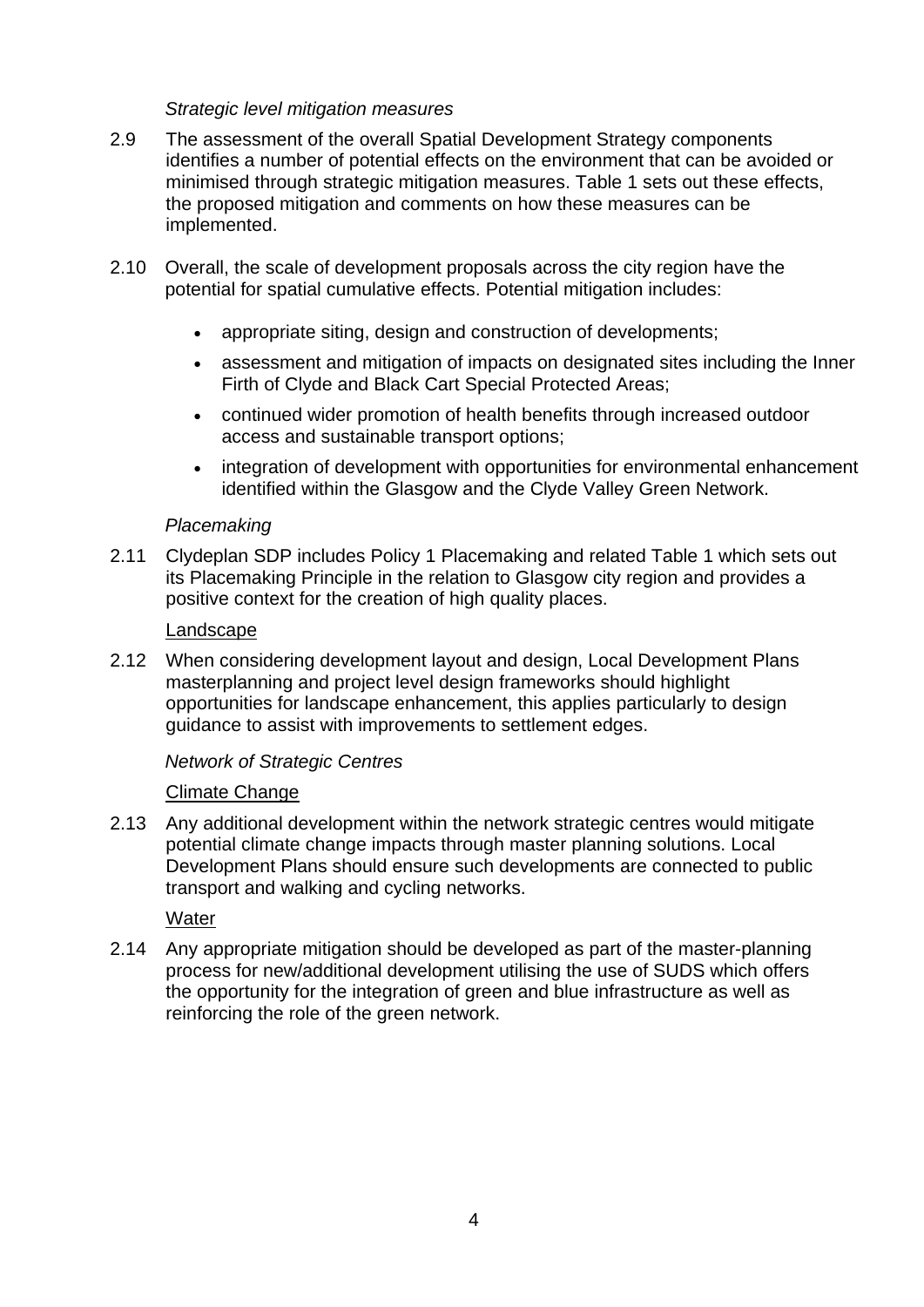*Strategic level mitigation measures*

2.9 The assessment of the overall Spatial Development Strategy components identifies a number of potential effects on the environment that can be avoided or minimised through strategic mitigation measures. Table 1 sets out these effects, the proposed mitigation and comments on how these measures can be implemented.

2.10 Overall, the scale of development proposals across the city region have the potential for spatial cumulative effects. Potential mitigation includes:

- appropriate siting, design and construction of developments;
- assessment and mitigation of impacts on designated sites including the Inner Firth of Clyde and Black Cart Special Protected Areas;
- continued wider promotion of health benefits through increased outdoor access and sustainable transport options;
- integration of development with opportunities for environmental enhancement identified within the Glasgow and the Clyde Valley Green Network.

*Placemaking*

2.11 Clydeplan SDP includes Policy 1 Placemaking and related Table 1 which sets out its Placemaking Principle in the relation to Glasgow city region and provides a positive context for the creation of high quality places.

<u>Landscape</u>

2.12 When considering development layout and design, Local Development Plans masterplanning and project level design frameworks should highlight opportunities for landscape enhancement, this applies particularly to design guidance to assist with improvements to settlement edges.

*Network of Strategic Centres*

<u>Climate Change</u>

2.13 Any additional development within the network strategic centres would mitigate potential climate change impacts through master planning solutions. Local Development Plans should ensure such developments are connected to public transport and walking and cycling networks.

<u>Water</u>

2.14 Any appropriate mitigation should be developed as part of the master-planning process for new/additional development utilising the use of SUDS which offers the opportunity for the integration of green and blue infrastructure as well as reinforcing the role of the green network.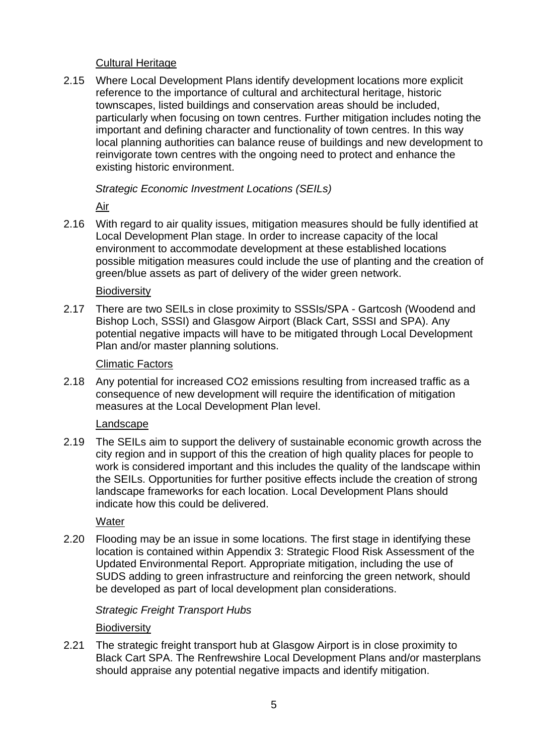Cultural Heritage

2.15 Where Local Development Plans identify development locations more explicit reference to the importance of cultural and architectural heritage, historic townscapes, listed buildings and conservation areas should be included, particularly when focusing on town centres. Further mitigation includes noting the important and defining character and functionality of town centres. In this way local planning authorities can balance reuse of buildings and new development to reinvigorate town centres with the ongoing need to protect and enhance the existing historic environment.

*Strategic Economic Investment Locations (SEILs)*

Air

2.16 With regard to air quality issues, mitigation measures should be fully identified at Local Development Plan stage. In order to increase capacity of the local environment to accommodate development at these established locations possible mitigation measures could include the use of planting and the creation of green/blue assets as part of delivery of the wider green network.

Biodiversity

2.17 There are two SEILs in close proximity to SSSIs/SPA - Gartcosh (Woodend and Bishop Loch, SSSI) and Glasgow Airport (Black Cart, SSSI and SPA). Any potential negative impacts will have to be mitigated through Local Development Plan and/or master planning solutions.

Climatic Factors

2.18 Any potential for increased CO2 emissions resulting from increased traffic as a consequence of new development will require the identification of mitigation measures at the Local Development Plan level.

Landscape

2.19 The SEILs aim to support the delivery of sustainable economic growth across the city region and in support of this the creation of high quality places for people to work is considered important and this includes the quality of the landscape within the SEILs. Opportunities for further positive effects include the creation of strong landscape frameworks for each location. Local Development Plans should indicate how this could be delivered.

Water

2.20 Flooding may be an issue in some locations. The first stage in identifying these location is contained within Appendix 3: Strategic Flood Risk Assessment of the Updated Environmental Report. Appropriate mitigation, including the use of SUDS adding to green infrastructure and reinforcing the green network, should be developed as part of local development plan considerations.

*Strategic Freight Transport Hubs*

Biodiversity

2.21 The strategic freight transport hub at Glasgow Airport is in close proximity to Black Cart SPA. The Renfrewshire Local Development Plans and/or masterplans should appraise any potential negative impacts and identify mitigation.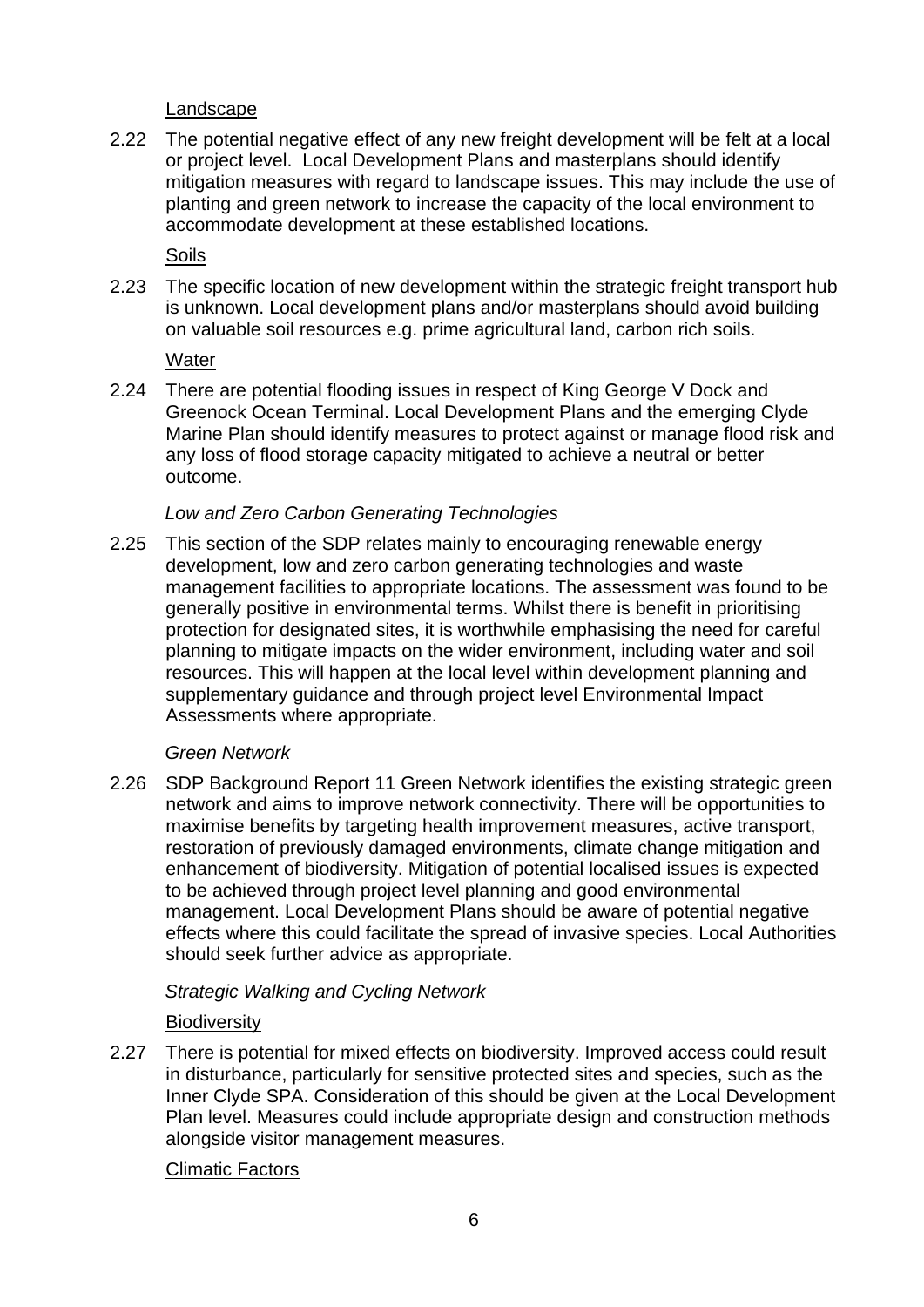Landscape

2.22 The potential negative effect of any new freight development will be felt at a local or project level. Local Development Plans and masterplans should identify mitigation measures with regard to landscape issues. This may include the use of planting and green network to increase the capacity of the local environment to accommodate development at these established locations.

Soils

2.23 The specific location of new development within the strategic freight transport hub is unknown. Local development plans and/or masterplans should avoid building on valuable soil resources e.g. prime agricultural land, carbon rich soils.

Water

2.24 There are potential flooding issues in respect of King George V Dock and Greenock Ocean Terminal. Local Development Plans and the emerging Clyde Marine Plan should identify measures to protect against or manage flood risk and any loss of flood storage capacity mitigated to achieve a neutral or better outcome.

*Low and Zero Carbon Generating Technologies*

2.25 This section of the SDP relates mainly to encouraging renewable energy development, low and zero carbon generating technologies and waste management facilities to appropriate locations. The assessment was found to be generally positive in environmental terms. Whilst there is benefit in prioritising protection for designated sites, it is worthwhile emphasising the need for careful planning to mitigate impacts on the wider environment, including water and soil resources. This will happen at the local level within development planning and supplementary guidance and through project level Environmental Impact Assessments where appropriate.

*Green Network*

2.26 SDP Background Report 11 Green Network identifies the existing strategic green network and aims to improve network connectivity. There will be opportunities to maximise benefits by targeting health improvement measures, active transport, restoration of previously damaged environments, climate change mitigation and enhancement of biodiversity. Mitigation of potential localised issues is expected to be achieved through project level planning and good environmental management. Local Development Plans should be aware of potential negative effects where this could facilitate the spread of invasive species. Local Authorities should seek further advice as appropriate.

*Strategic Walking and Cycling Network*

Biodiversity

2.27 There is potential for mixed effects on biodiversity. Improved access could result in disturbance, particularly for sensitive protected sites and species, such as the Inner Clyde SPA. Consideration of this should be given at the Local Development Plan level. Measures could include appropriate design and construction methods alongside visitor management measures.

Climatic Factors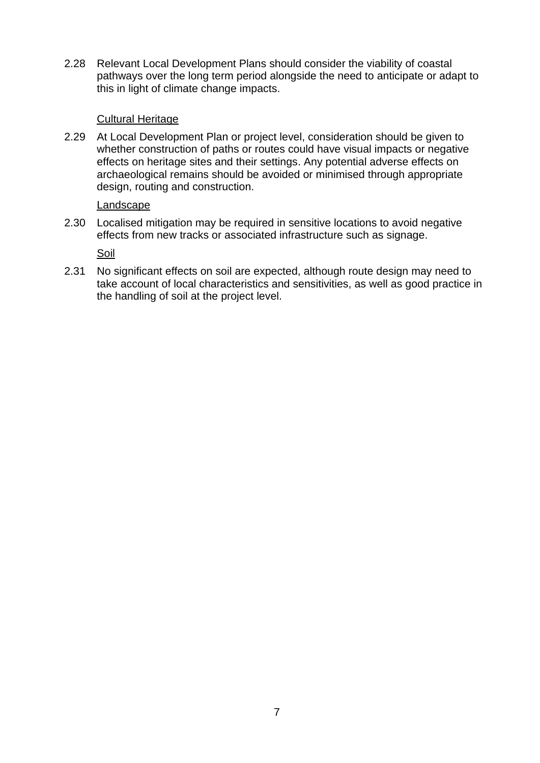2.28 Relevant Local Development Plans should consider the viability of coastal pathways over the long term period alongside the need to anticipate or adapt to this in light of climate change impacts.

Cultural Heritage

2.29 At Local Development Plan or project level, consideration should be given to whether construction of paths or routes could have visual impacts or negative effects on heritage sites and their settings. Any potential adverse effects on archaeological remains should be avoided or minimised through appropriate design, routing and construction.

Landscape

2.30 Localised mitigation may be required in sensitive locations to avoid negative effects from new tracks or associated infrastructure such as signage.

Soil

2.31 No significant effects on soil are expected, although route design may need to take account of local characteristics and sensitivities, as well as good practice in the handling of soil at the project level.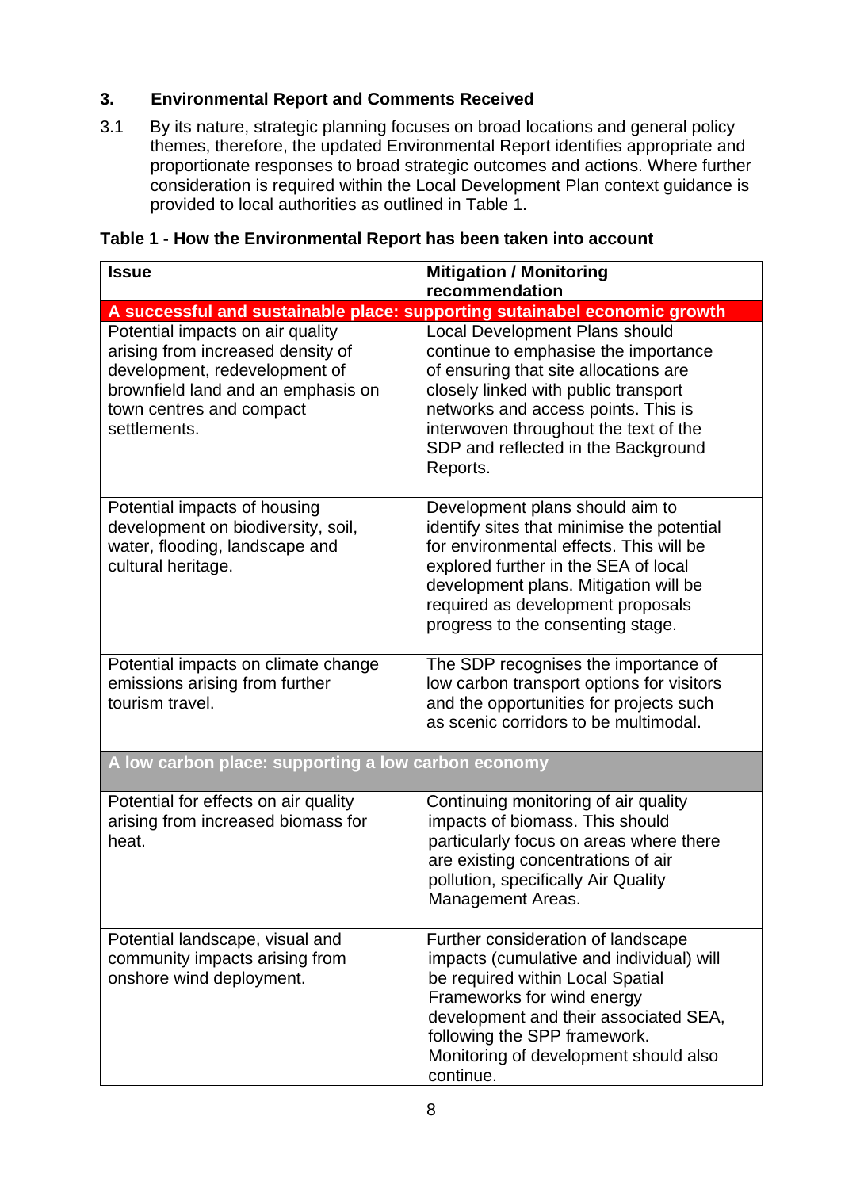## 3. Environmental Report and Comments Received

3.1 By its nature, strategic planning focuses on broad locations and general policy themes, therefore, the updated Environmental Report identifies appropriate and proportionate responses to broad strategic outcomes and actions. Where further consideration is required within the Local Development Plan context guidance is provided to local authorities as outlined in Table 1.

**Table 1 - How the Environmental Report has been taken into account**

| Issue | Mitigation / Monitoring recommendation |
|---|---|
| **A successful and sustainable place: supporting sutainabel economic growth** | |
| Potential impacts on air quality arising from increased density of development, redevelopment of brownfield land and an emphasis on town centres and compact settlements. | Local Development Plans should continue to emphasise the importance of ensuring that site allocations are closely linked with public transport networks and access points. This is interwoven throughout the text of the SDP and reflected in the Background Reports. |
| Potential impacts of housing development on biodiversity, soil, water, flooding, landscape and cultural heritage. | Development plans should aim to identify sites that minimise the potential for environmental effects. This will be explored further in the SEA of local development plans. Mitigation will be required as development proposals progress to the consenting stage. |
| Potential impacts on climate change emissions arising from further tourism travel. | The SDP recognises the importance of low carbon transport options for visitors and the opportunities for projects such as scenic corridors to be multimodal. |
| **A low carbon place: supporting a low carbon economy** | |
| Potential for effects on air quality arising from increased biomass for heat. | Continuing monitoring of air quality impacts of biomass. This should particularly focus on areas where there are existing concentrations of air pollution, specifically Air Quality Management Areas. |
| Potential landscape, visual and community impacts arising from onshore wind deployment. | Further consideration of landscape impacts (cumulative and individual) will be required within Local Spatial Frameworks for wind energy development and their associated SEA, following the SPP framework. Monitoring of development should also continue. |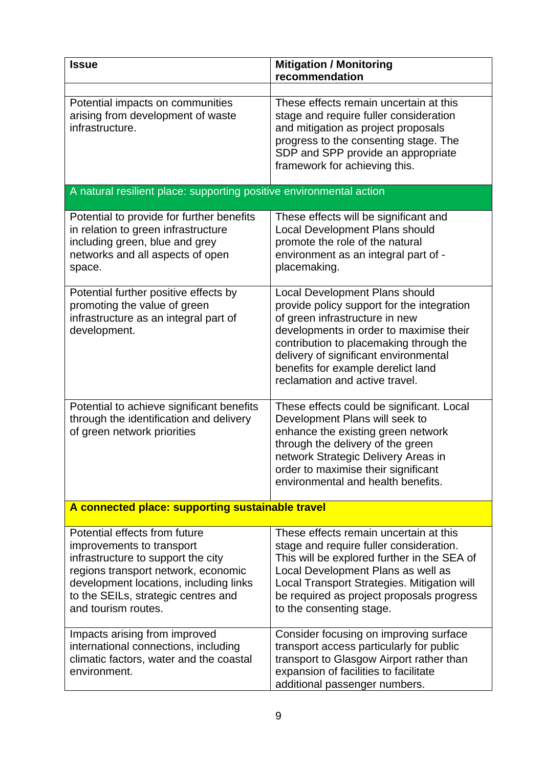| Issue | Mitigation / Monitoring recommendation |
|---|---|
| | |
| Potential impacts on communities arising from development of waste infrastructure. | These effects remain uncertain at this stage and require fuller consideration and mitigation as project proposals progress to the consenting stage. The SDP and SPP provide an appropriate framework for achieving this. |
| A natural resilient place: supporting positive environmental action | |
| Potential to provide for further benefits in relation to green infrastructure including green, blue and grey networks and all aspects of open space. | These effects will be significant and Local Development Plans should promote the role of the natural environment as an integral part of - placemaking. |
| Potential further positive effects by promoting the value of green infrastructure as an integral part of development. | Local Development Plans should provide policy support for the integration of green infrastructure in new developments in order to maximise their contribution to placemaking through the delivery of significant environmental benefits for example derelict land reclamation and active travel. |
| Potential to achieve significant benefits through the identification and delivery of green network priorities | These effects could be significant. Local Development Plans will seek to enhance the existing green network through the delivery of the green network Strategic Delivery Areas in order to maximise their significant environmental and health benefits. |
| **A connected place: supporting sustainable travel** | |
| Potential effects from future improvements to transport infrastructure to support the city regions transport network, economic development locations, including links to the SEILs, strategic centres and and tourism routes. | These effects remain uncertain at this stage and require fuller consideration. This will be explored further in the SEA of Local Development Plans as well as Local Transport Strategies. Mitigation will be required as project proposals progress to the consenting stage. |
| Impacts arising from improved international connections, including climatic factors, water and the coastal environment. | Consider focusing on improving surface transport access particularly for public transport to Glasgow Airport rather than expansion of facilities to facilitate additional passenger numbers. |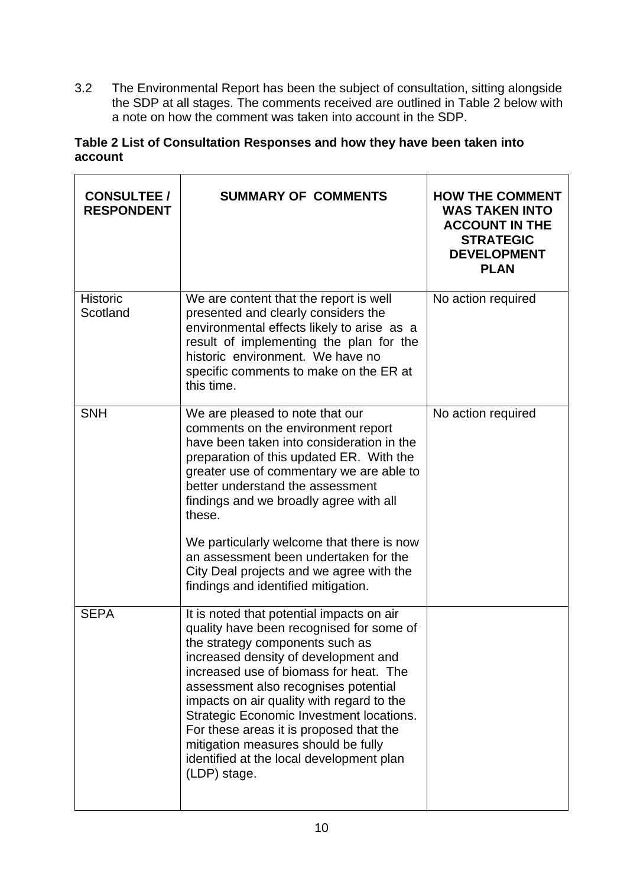3.2 The Environmental Report has been the subject of consultation, sitting alongside the SDP at all stages. The comments received are outlined in Table 2 below with a note on how the comment was taken into account in the SDP.

**Table 2 List of Consultation Responses and how they have been taken into account**

| CONSULTEE / RESPONDENT | SUMMARY OF COMMENTS | HOW THE COMMENT WAS TAKEN INTO ACCOUNT IN THE STRATEGIC DEVELOPMENT PLAN |
|---|---|---|
| Historic Scotland | We are content that the report is well presented and clearly considers the environmental effects likely to arise as a result of implementing the plan for the historic environment. We have no specific comments to make on the ER at this time. | No action required |
| SNH | We are pleased to note that our comments on the environment report have been taken into consideration in the preparation of this updated ER. With the greater use of commentary we are able to better understand the assessment findings and we broadly agree with all these.<br><br>We particularly welcome that there is now an assessment been undertaken for the City Deal projects and we agree with the findings and identified mitigation. | No action required |
| SEPA | It is noted that potential impacts on air quality have been recognised for some of the strategy components such as increased density of development and increased use of biomass for heat. The assessment also recognises potential impacts on air quality with regard to the Strategic Economic Investment locations. For these areas it is proposed that the mitigation measures should be fully identified at the local development plan (LDP) stage. | |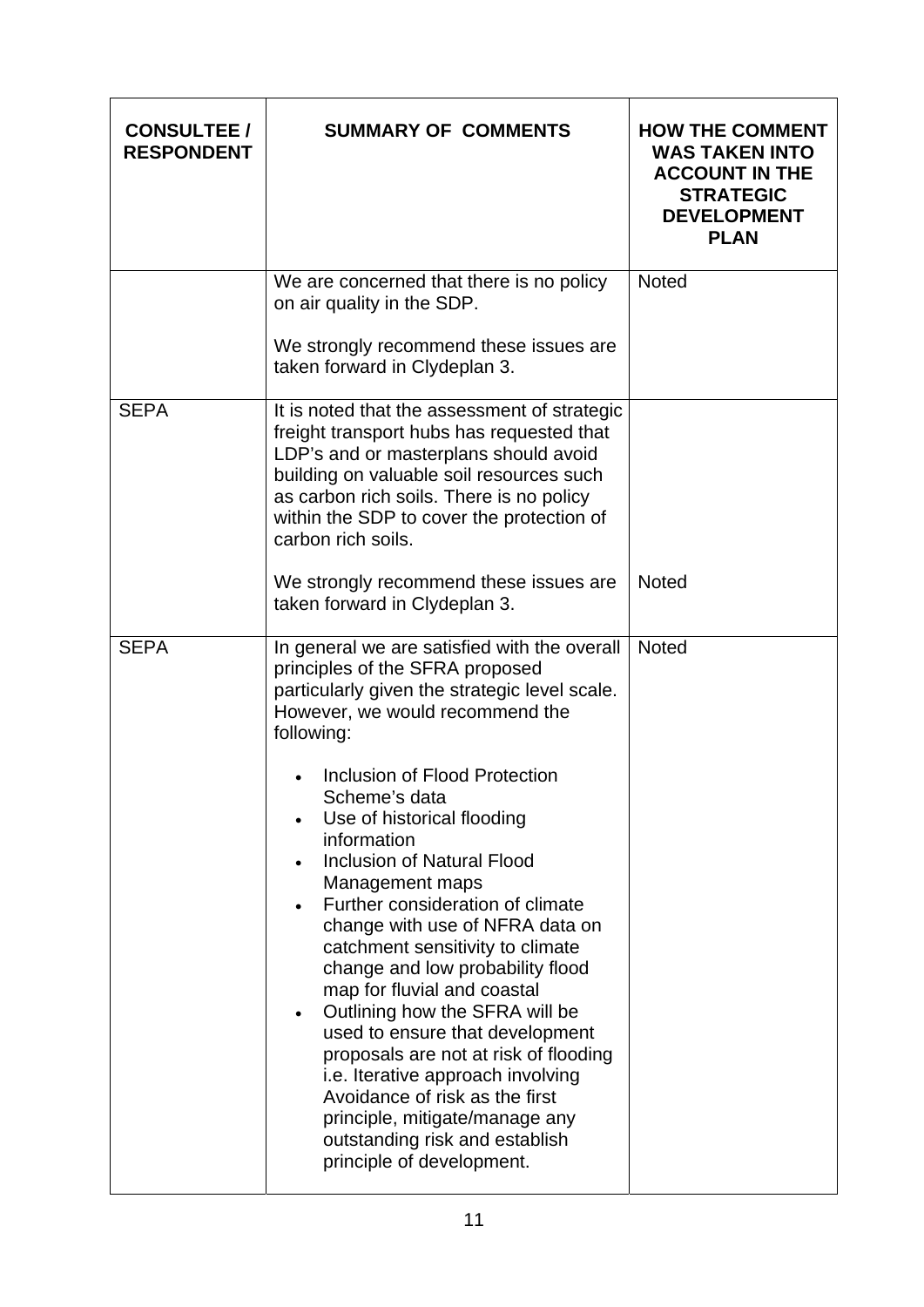| CONSULTEE / RESPONDENT | SUMMARY OF COMMENTS | HOW THE COMMENT WAS TAKEN INTO ACCOUNT IN THE STRATEGIC DEVELOPMENT PLAN |
|---|---|---|
| | We are concerned that there is no policy on air quality in the SDP.<br><br>We strongly recommend these issues are taken forward in Clydeplan 3. | Noted |
| SEPA | It is noted that the assessment of strategic freight transport hubs has requested that LDP's and or masterplans should avoid building on valuable soil resources such as carbon rich soils. There is no policy within the SDP to cover the protection of carbon rich soils.<br><br>We strongly recommend these issues are taken forward in Clydeplan 3. | Noted |
| SEPA | In general we are satisfied with the overall principles of the SFRA proposed particularly given the strategic level scale. However, we would recommend the following:<br><br>• Inclusion of Flood Protection Scheme's data<br>• Use of historical flooding information<br>• Inclusion of Natural Flood Management maps<br>• Further consideration of climate change with use of NFRA data on catchment sensitivity to climate change and low probability flood map for fluvial and coastal<br>• Outlining how the SFRA will be used to ensure that development proposals are not at risk of flooding i.e. Iterative approach involving Avoidance of risk as the first principle, mitigate/manage any outstanding risk and establish principle of development. | Noted |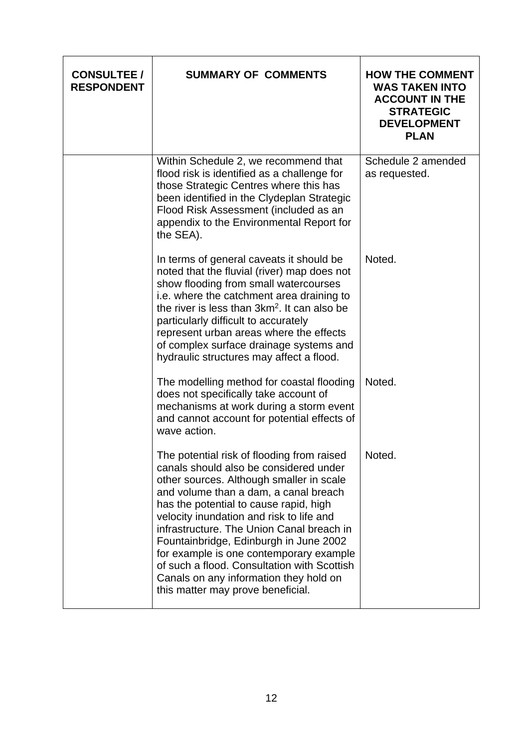| CONSULTEE / RESPONDENT | SUMMARY OF COMMENTS | HOW THE COMMENT WAS TAKEN INTO ACCOUNT IN THE STRATEGIC DEVELOPMENT PLAN |
|---|---|---|
| | Within Schedule 2, we recommend that flood risk is identified as a challenge for those Strategic Centres where this has been identified in the Clydeplan Strategic Flood Risk Assessment (included as an appendix to the Environmental Report for the SEA). | Schedule 2 amended as requested. |
| | In terms of general caveats it should be noted that the fluvial (river) map does not show flooding from small watercourses i.e. where the catchment area draining to the river is less than $3km^2$. It can also be particularly difficult to accurately represent urban areas where the effects of complex surface drainage systems and hydraulic structures may affect a flood. | Noted. |
| | The modelling method for coastal flooding does not specifically take account of mechanisms at work during a storm event and cannot account for potential effects of wave action. | Noted. |
| | The potential risk of flooding from raised canals should also be considered under other sources. Although smaller in scale and volume than a dam, a canal breach has the potential to cause rapid, high velocity inundation and risk to life and infrastructure. The Union Canal breach in Fountainbridge, Edinburgh in June 2002 for example is one contemporary example of such a flood. Consultation with Scottish Canals on any information they hold on this matter may prove beneficial. | Noted. |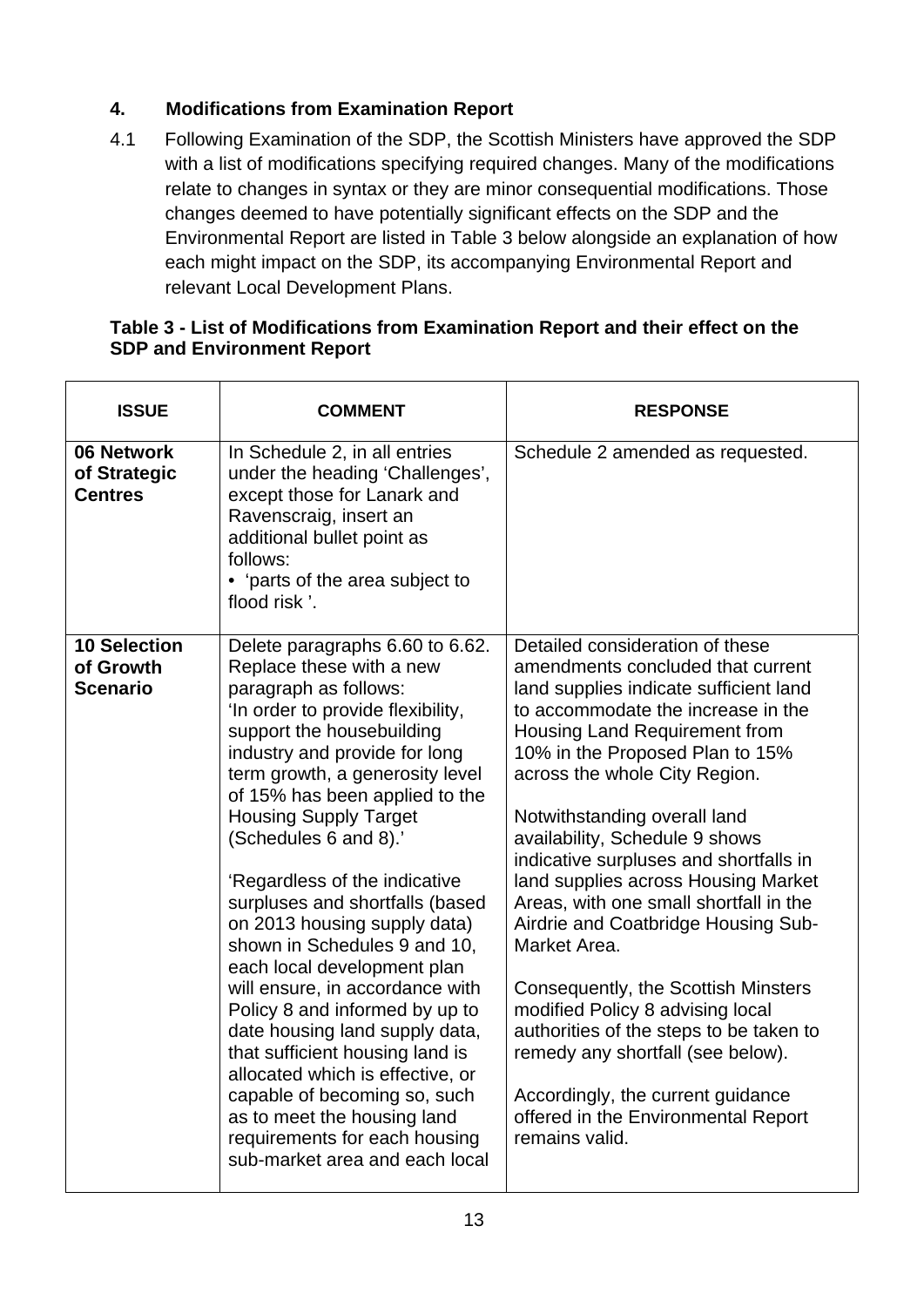## 4. Modifications from Examination Report

4.1 Following Examination of the SDP, the Scottish Ministers have approved the SDP with a list of modifications specifying required changes. Many of the modifications relate to changes in syntax or they are minor consequential modifications. Those changes deemed to have potentially significant effects on the SDP and the Environmental Report are listed in Table 3 below alongside an explanation of how each might impact on the SDP, its accompanying Environmental Report and relevant Local Development Plans.

**Table 3 - List of Modifications from Examination Report and their effect on the SDP and Environment Report**

| ISSUE | COMMENT | RESPONSE |
|---|---|---|
| **06 Network of Strategic Centres** | In Schedule 2, in all entries under the heading 'Challenges', except those for Lanark and Ravenscraig, insert an additional bullet point as follows:<br>• 'parts of the area subject to flood risk '. | Schedule 2 amended as requested. |
| **10 Selection of Growth Scenario** | Delete paragraphs 6.60 to 6.62. Replace these with a new paragraph as follows:<br>'In order to provide flexibility, support the housebuilding industry and provide for long term growth, a generosity level of 15% has been applied to the Housing Supply Target (Schedules 6 and 8).'<br><br>'Regardless of the indicative surpluses and shortfalls (based on 2013 housing supply data) shown in Schedules 9 and 10, each local development plan will ensure, in accordance with Policy 8 and informed by up to date housing land supply data, that sufficient housing land is allocated which is effective, or capable of becoming so, such as to meet the housing land requirements for each housing sub-market area and each local | Detailed consideration of these amendments concluded that current land supplies indicate sufficient land to accommodate the increase in the Housing Land Requirement from 10% in the Proposed Plan to 15% across the whole City Region.<br><br>Notwithstanding overall land availability, Schedule 9 shows indicative surpluses and shortfalls in land supplies across Housing Market Areas, with one small shortfall in the Airdrie and Coatbridge Housing Sub-Market Area.<br><br>Consequently, the Scottish Minsters modified Policy 8 advising local authorities of the steps to be taken to remedy any shortfall (see below).<br><br>Accordingly, the current guidance offered in the Environmental Report remains valid. |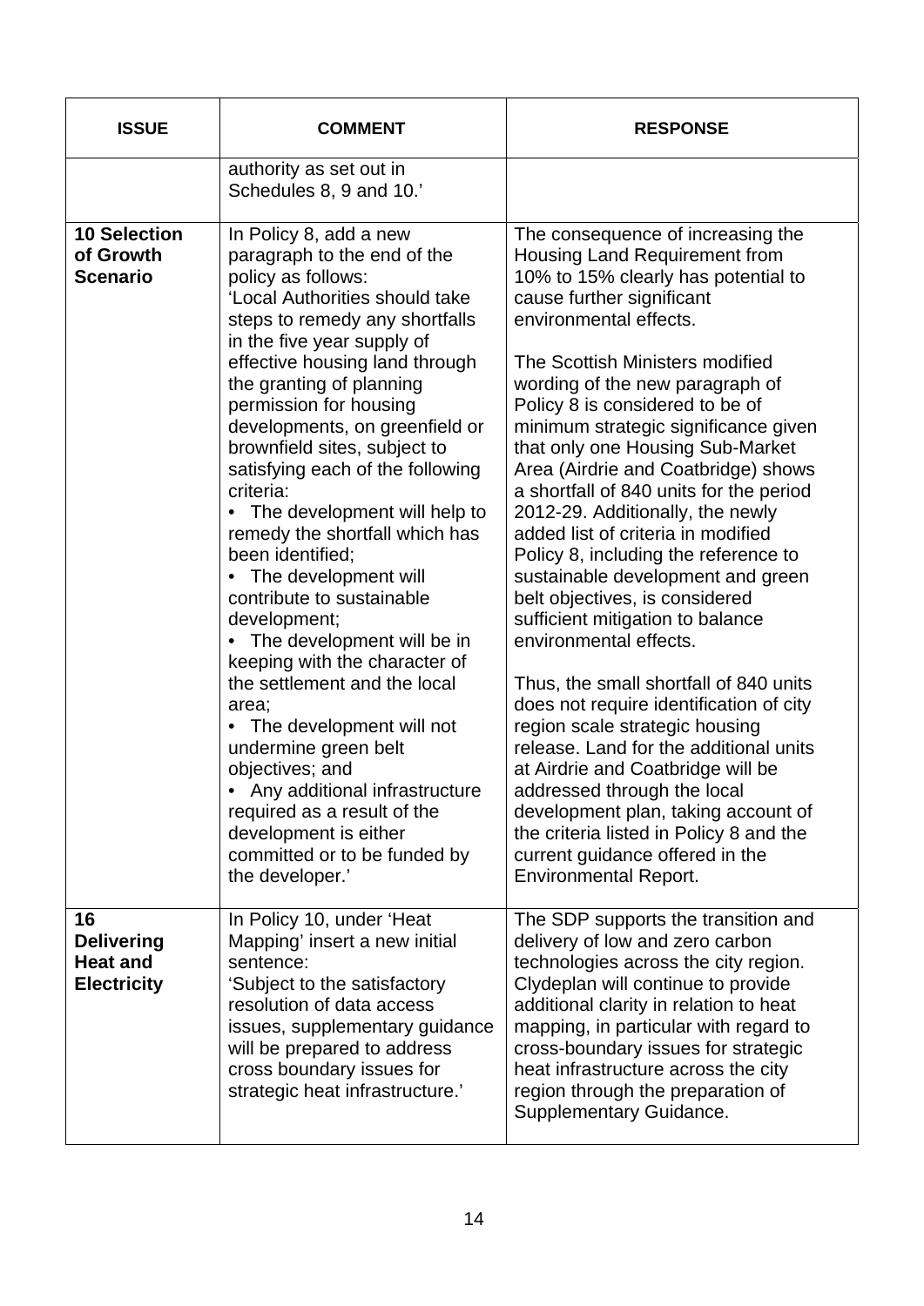| ISSUE | COMMENT | RESPONSE |
|---|---|---|
| | authority as set out in Schedules 8, 9 and 10.' | |
| **10 Selection of Growth Scenario** | In Policy 8, add a new paragraph to the end of the policy as follows: 'Local Authorities should take steps to remedy any shortfalls in the five year supply of effective housing land through the granting of planning permission for housing developments, on greenfield or brownfield sites, subject to satisfying each of the following criteria: • The development will help to remedy the shortfall which has been identified; • The development will contribute to sustainable development; • The development will be in keeping with the character of the settlement and the local area; • The development will not undermine green belt objectives; and • Any additional infrastructure required as a result of the development is either committed or to be funded by the developer.' | The consequence of increasing the Housing Land Requirement from 10% to 15% clearly has potential to cause further significant environmental effects.<br><br>The Scottish Ministers modified wording of the new paragraph of Policy 8 is considered to be of minimum strategic significance given that only one Housing Sub-Market Area (Airdrie and Coatbridge) shows a shortfall of 840 units for the period 2012-29. Additionally, the newly added list of criteria in modified Policy 8, including the reference to sustainable development and green belt objectives, is considered sufficient mitigation to balance environmental effects.<br><br>Thus, the small shortfall of 840 units does not require identification of city region scale strategic housing release. Land for the additional units at Airdrie and Coatbridge will be addressed through the local development plan, taking account of the criteria listed in Policy 8 and the current guidance offered in the Environmental Report. |
| **16 Delivering Heat and Electricity** | In Policy 10, under 'Heat Mapping' insert a new initial sentence: 'Subject to the satisfactory resolution of data access issues, supplementary guidance will be prepared to address cross boundary issues for strategic heat infrastructure.' | The SDP supports the transition and delivery of low and zero carbon technologies across the city region. Clydeplan will continue to provide additional clarity in relation to heat mapping, in particular with regard to cross-boundary issues for strategic heat infrastructure across the city region through the preparation of Supplementary Guidance. |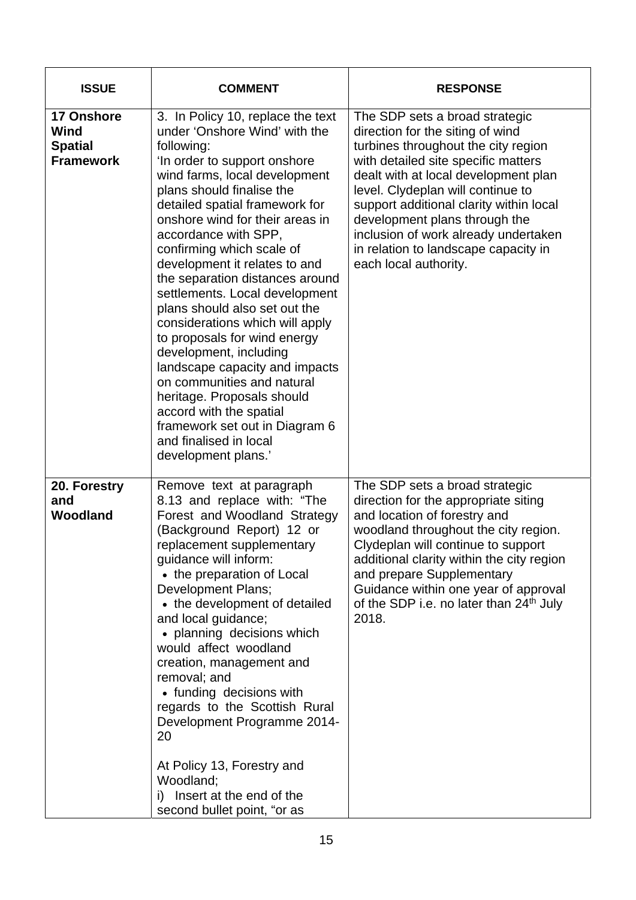| ISSUE | COMMENT | RESPONSE |
|---|---|---|
| **17 Onshore Wind Spatial Framework** | 3. In Policy 10, replace the text under 'Onshore Wind' with the following:<br>'In order to support onshore wind farms, local development plans should finalise the detailed spatial framework for onshore wind for their areas in accordance with SPP, confirming which scale of development it relates to and the separation distances around settlements. Local development plans should also set out the considerations which will apply to proposals for wind energy development, including landscape capacity and impacts on communities and natural heritage. Proposals should accord with the spatial framework set out in Diagram 6 and finalised in local development plans.' | The SDP sets a broad strategic direction for the siting of wind turbines throughout the city region with detailed site specific matters dealt with at local development plan level. Clydeplan will continue to support additional clarity within local development plans through the inclusion of work already undertaken in relation to landscape capacity in each local authority. |
| **20. Forestry and Woodland** | Remove text at paragraph 8.13 and replace with: "The Forest and Woodland Strategy (Background Report) 12 or replacement supplementary guidance will inform:<br>• the preparation of Local Development Plans;<br>• the development of detailed and local guidance;<br>• planning decisions which would affect woodland creation, management and removal; and<br>• funding decisions with regards to the Scottish Rural Development Programme 2014-20<br><br>At Policy 13, Forestry and Woodland;<br>i) Insert at the end of the second bullet point, "or as | The SDP sets a broad strategic direction for the appropriate siting and location of forestry and woodland throughout the city region. Clydeplan will continue to support additional clarity within the city region and prepare Supplementary Guidance within one year of approval of the SDP i.e. no later than 24th July 2018. |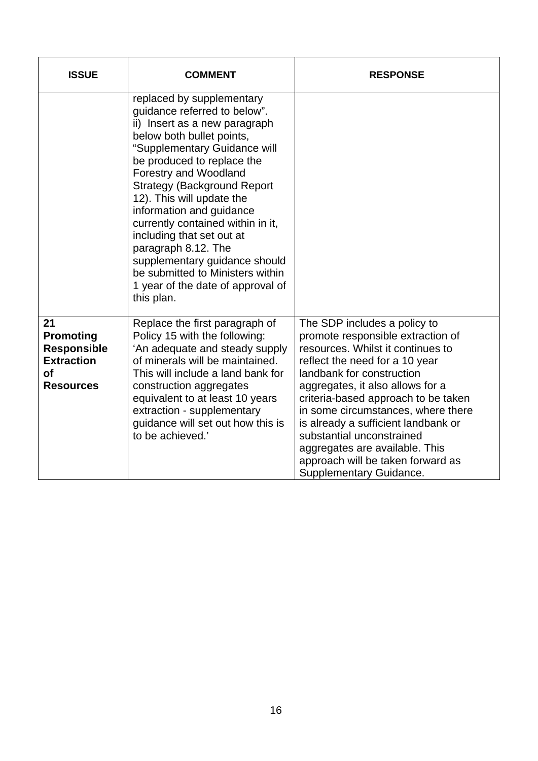| ISSUE | COMMENT | RESPONSE |
| --- | --- | --- |
| | replaced by supplementary guidance referred to below". ii) Insert as a new paragraph below both bullet points, "Supplementary Guidance will be produced to replace the Forestry and Woodland Strategy (Background Report 12). This will update the information and guidance currently contained within in it, including that set out at paragraph 8.12. The supplementary guidance should be submitted to Ministers within 1 year of the date of approval of this plan. | |
| **21 Promoting Responsible Extraction of Resources** | Replace the first paragraph of Policy 15 with the following: 'An adequate and steady supply of minerals will be maintained. This will include a land bank for construction aggregates equivalent to at least 10 years extraction - supplementary guidance will set out how this is to be achieved.' | The SDP includes a policy to promote responsible extraction of resources. Whilst it continues to reflect the need for a 10 year landbank for construction aggregates, it also allows for a criteria-based approach to be taken in some circumstances, where there is already a sufficient landbank or substantial unconstrained aggregates are available. This approach will be taken forward as Supplementary Guidance. |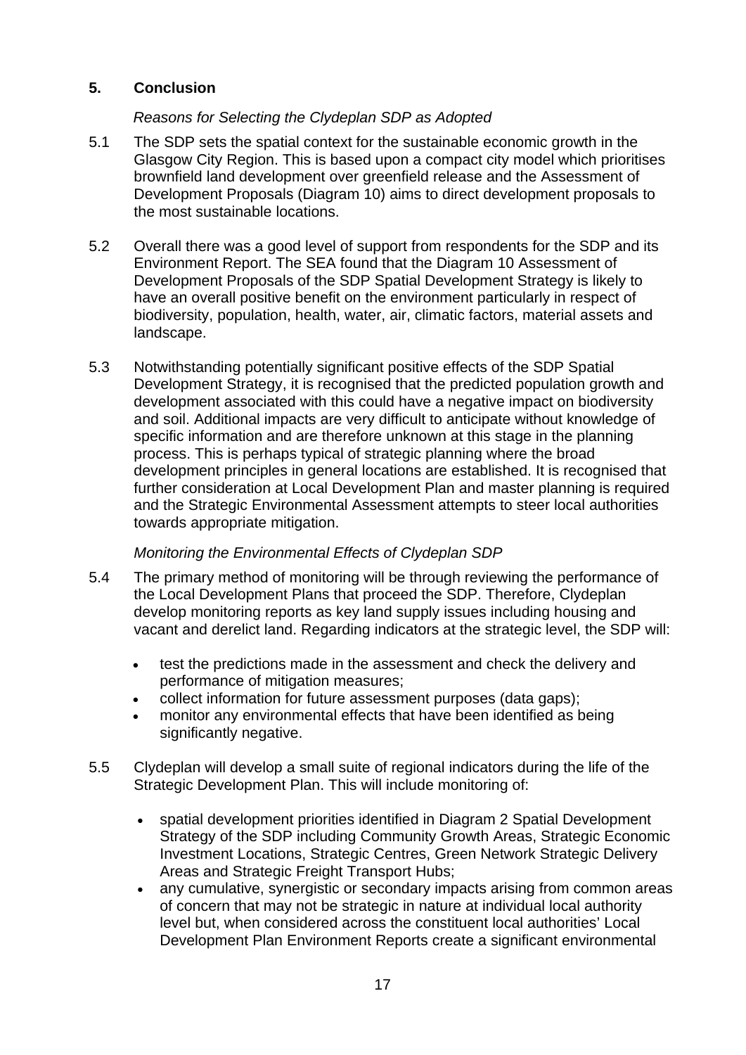## 5. Conclusion

*Reasons for Selecting the Clydeplan SDP as Adopted*

5.1 The SDP sets the spatial context for the sustainable economic growth in the Glasgow City Region. This is based upon a compact city model which prioritises brownfield land development over greenfield release and the Assessment of Development Proposals (Diagram 10) aims to direct development proposals to the most sustainable locations.

5.2 Overall there was a good level of support from respondents for the SDP and its Environment Report. The SEA found that the Diagram 10 Assessment of Development Proposals of the SDP Spatial Development Strategy is likely to have an overall positive benefit on the environment particularly in respect of biodiversity, population, health, water, air, climatic factors, material assets and landscape.

5.3 Notwithstanding potentially significant positive effects of the SDP Spatial Development Strategy, it is recognised that the predicted population growth and development associated with this could have a negative impact on biodiversity and soil. Additional impacts are very difficult to anticipate without knowledge of specific information and are therefore unknown at this stage in the planning process. This is perhaps typical of strategic planning where the broad development principles in general locations are established. It is recognised that further consideration at Local Development Plan and master planning is required and the Strategic Environmental Assessment attempts to steer local authorities towards appropriate mitigation.

*Monitoring the Environmental Effects of Clydeplan SDP*

5.4 The primary method of monitoring will be through reviewing the performance of the Local Development Plans that proceed the SDP. Therefore, Clydeplan develop monitoring reports as key land supply issues including housing and vacant and derelict land. Regarding indicators at the strategic level, the SDP will:

- test the predictions made in the assessment and check the delivery and performance of mitigation measures;
- collect information for future assessment purposes (data gaps);
- monitor any environmental effects that have been identified as being significantly negative.

5.5 Clydeplan will develop a small suite of regional indicators during the life of the Strategic Development Plan. This will include monitoring of:

- spatial development priorities identified in Diagram 2 Spatial Development Strategy of the SDP including Community Growth Areas, Strategic Economic Investment Locations, Strategic Centres, Green Network Strategic Delivery Areas and Strategic Freight Transport Hubs;
- any cumulative, synergistic or secondary impacts arising from common areas of concern that may not be strategic in nature at individual local authority level but, when considered across the constituent local authorities' Local Development Plan Environment Reports create a significant environmental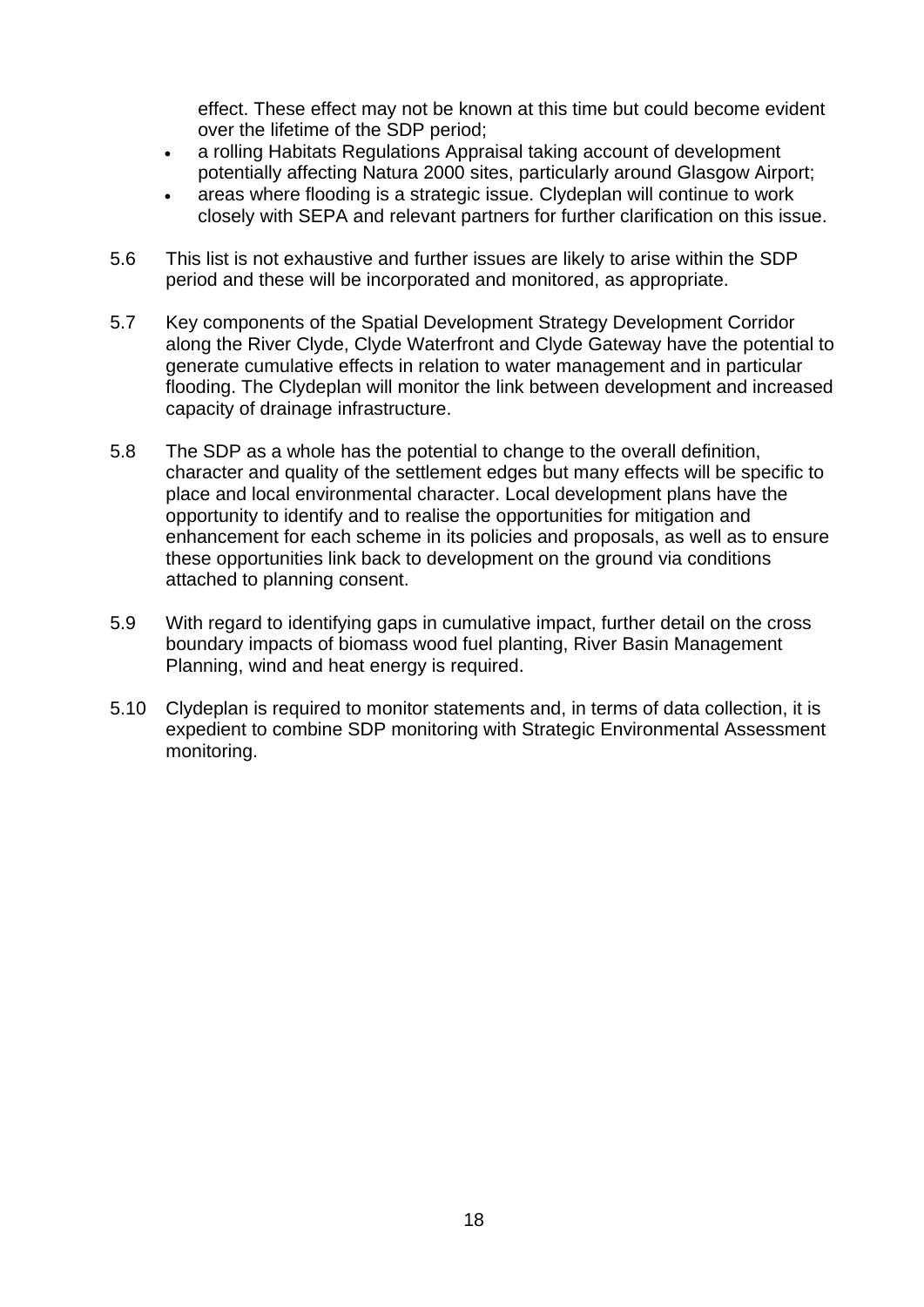effect. These effect may not be known at this time but could become evident over the lifetime of the SDP period;

- a rolling Habitats Regulations Appraisal taking account of development potentially affecting Natura 2000 sites, particularly around Glasgow Airport;
- areas where flooding is a strategic issue. Clydeplan will continue to work closely with SEPA and relevant partners for further clarification on this issue.

5.6 This list is not exhaustive and further issues are likely to arise within the SDP period and these will be incorporated and monitored, as appropriate.

5.7 Key components of the Spatial Development Strategy Development Corridor along the River Clyde, Clyde Waterfront and Clyde Gateway have the potential to generate cumulative effects in relation to water management and in particular flooding. The Clydeplan will monitor the link between development and increased capacity of drainage infrastructure.

5.8 The SDP as a whole has the potential to change to the overall definition, character and quality of the settlement edges but many effects will be specific to place and local environmental character. Local development plans have the opportunity to identify and to realise the opportunities for mitigation and enhancement for each scheme in its policies and proposals, as well as to ensure these opportunities link back to development on the ground via conditions attached to planning consent.

5.9 With regard to identifying gaps in cumulative impact, further detail on the cross boundary impacts of biomass wood fuel planting, River Basin Management Planning, wind and heat energy is required.

5.10 Clydeplan is required to monitor statements and, in terms of data collection, it is expedient to combine SDP monitoring with Strategic Environmental Assessment monitoring.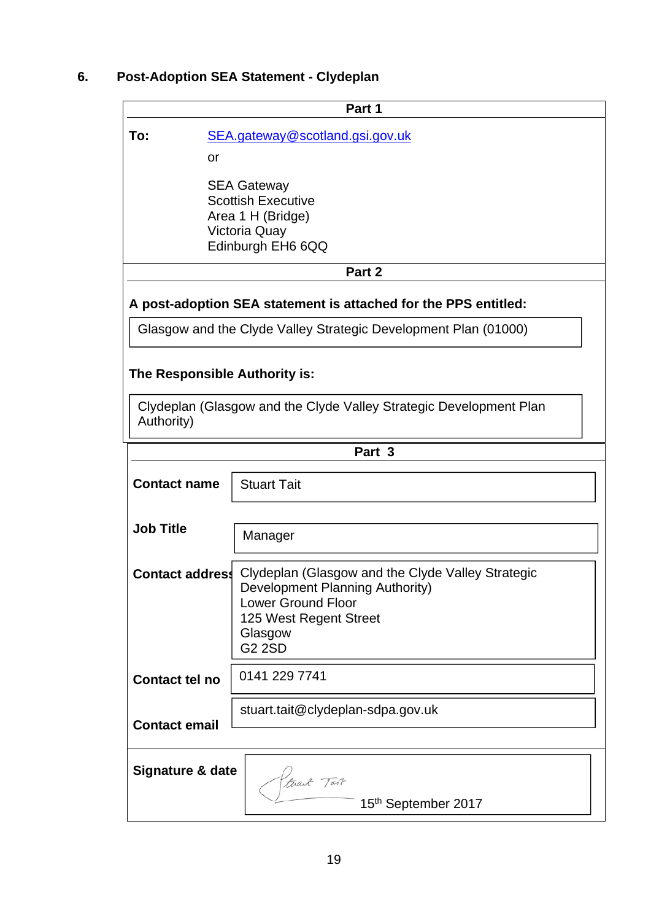## 6. Post-Adoption SEA Statement - Clydeplan

**Part 1**

**To:** SEA.gateway@scotland.gsi.gov.uk

or

SEA Gateway
Scottish Executive
Area 1 H (Bridge)
Victoria Quay
Edinburgh EH6 6QQ

**Part 2**

**A post-adoption SEA statement is attached for the PPS entitled:**

Glasgow and the Clyde Valley Strategic Development Plan (01000)

**The Responsible Authority is:**

Clydeplan (Glasgow and the Clyde Valley Strategic Development Plan Authority)

**Part 3**

| | |
|---|---|
| **Contact name** | Stuart Tait |
| **Job Title** | Manager |
| **Contact address** | Clydeplan (Glasgow and the Clyde Valley Strategic Development Planning Authority)<br>Lower Ground Floor<br>125 West Regent Street<br>Glasgow<br>G2 2SD |
| **Contact tel no** | 0141 229 7741 |
| **Contact email** | stuart.tait@clydeplan-sdpa.gov.uk |
| **Signature & date** | Stuart Tait<br>15th September 2017 |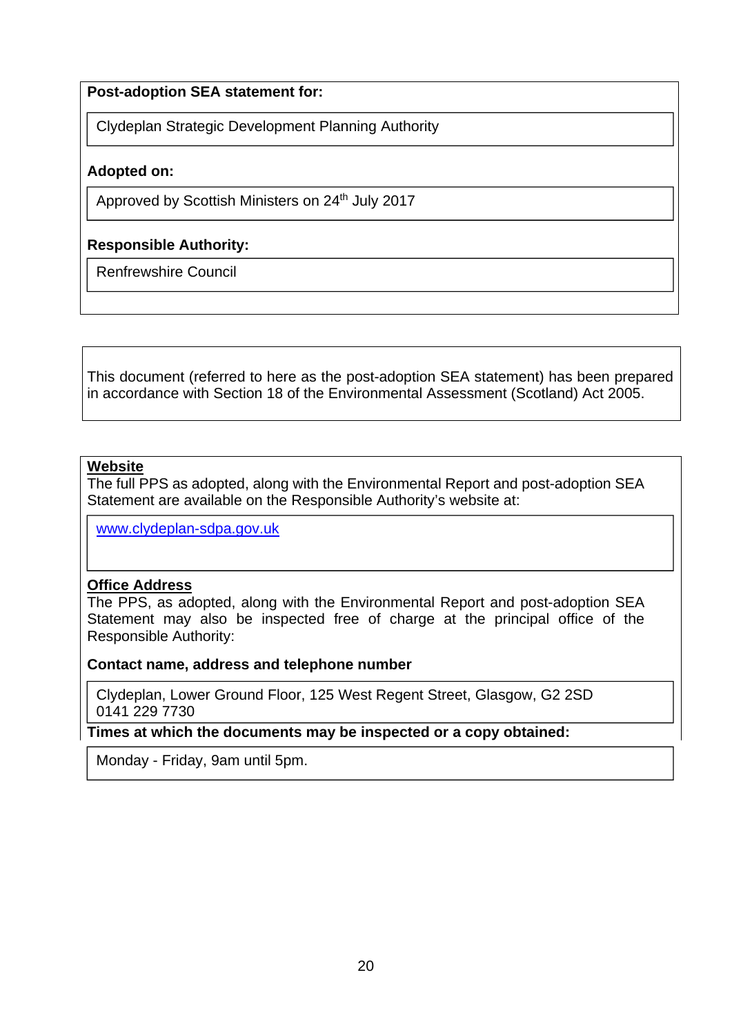**Post-adoption SEA statement for:**

Clydeplan Strategic Development Planning Authority

**Adopted on:**

Approved by Scottish Ministers on 24th July 2017

**Responsible Authority:**

Renfrewshire Council

This document (referred to here as the post-adoption SEA statement) has been prepared in accordance with Section 18 of the Environmental Assessment (Scotland) Act 2005.

**Website**

The full PPS as adopted, along with the Environmental Report and post-adoption SEA Statement are available on the Responsible Authority's website at:

www.clydeplan-sdpa.gov.uk

**Office Address**

The PPS, as adopted, along with the Environmental Report and post-adoption SEA Statement may also be inspected free of charge at the principal office of the Responsible Authority:

**Contact name, address and telephone number**

Clydeplan, Lower Ground Floor, 125 West Regent Street, Glasgow, G2 2SD
0141 229 7730

**Times at which the documents may be inspected or a copy obtained:**

Monday - Friday, 9am until 5pm.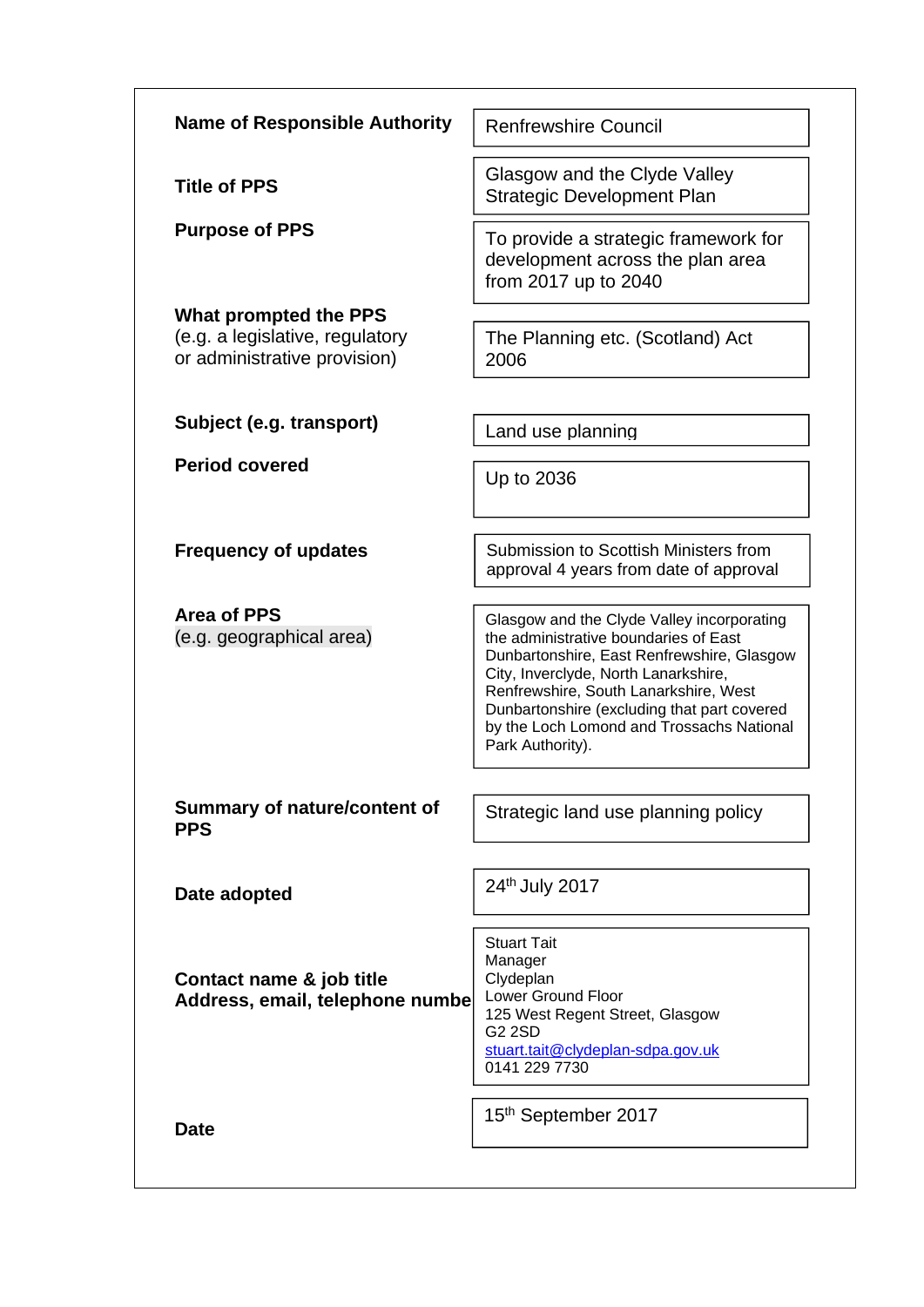| | |
|---|---|
| **Name of Responsible Authority** | Renfrewshire Council |
| **Title of PPS** | Glasgow and the Clyde Valley Strategic Development Plan |
| **Purpose of PPS** | To provide a strategic framework for development across the plan area from 2017 up to 2040 |
| **What prompted the PPS** (e.g. a legislative, regulatory or administrative provision) | The Planning etc. (Scotland) Act 2006 |
| **Subject (e.g. transport)** | Land use planning |
| **Period covered** | Up to 2036 |
| **Frequency of updates** | Submission to Scottish Ministers from approval 4 years from date of approval |
| **Area of PPS** (e.g. geographical area) | Glasgow and the Clyde Valley incorporating the administrative boundaries of East Dunbartonshire, East Renfrewshire, Glasgow City, Inverclyde, North Lanarkshire, Renfrewshire, South Lanarkshire, West Dunbartonshire (excluding that part covered by the Loch Lomond and Trossachs National Park Authority). |
| **Summary of nature/content of PPS** | Strategic land use planning policy |
| **Date adopted** | 24th July 2017 |
| **Contact name & job title Address, email, telephone numbe** | Stuart Tait<br>Manager<br>Clydeplan<br>Lower Ground Floor<br>125 West Regent Street, Glasgow<br>G2 2SD<br>stuart.tait@clydeplan-sdpa.gov.uk<br>0141 229 7730 |
| **Date** | 15th September 2017 |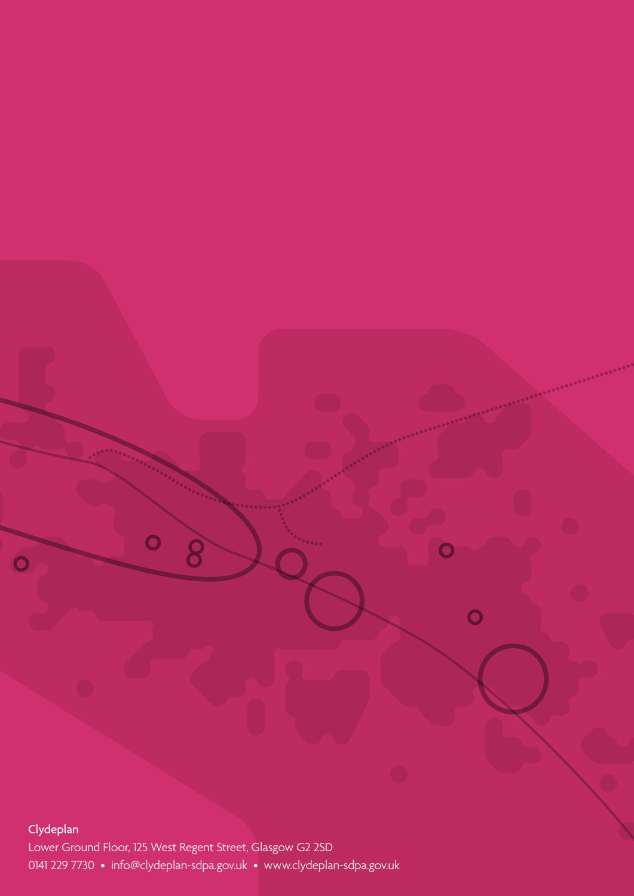**Clydeplan**

Lower Ground Floor, 125 West Regent Street, Glasgow G2 2SD

0141 229 7730 • info@clydeplan-sdpa.gov.uk • www.clydeplan-sdpa.gov.uk